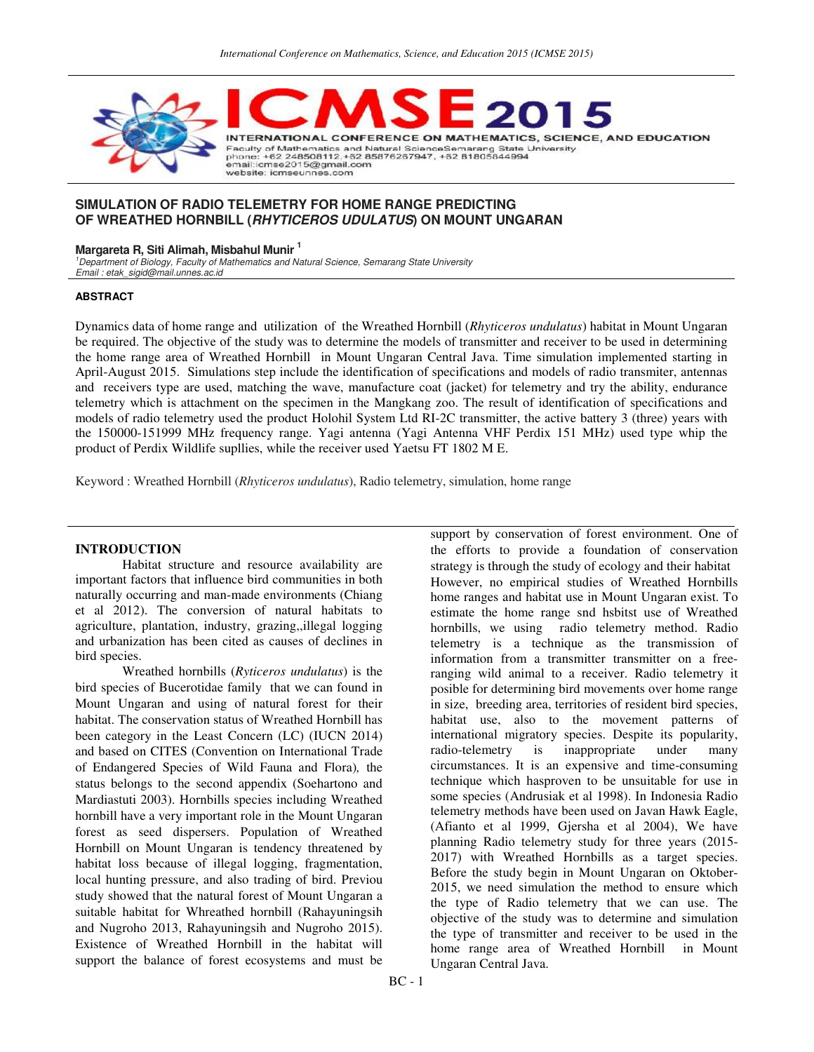# SIMULATION OF RADIO TELEMETRY FOR HOME RANGE PREDICTING OF WREATHED HORNBILL (*RHYTICEROS UDULATUS*) ON MOUNT UNGARAN

**Margareta R, Siti Alimah, Misbahul Munir [1]**

[1]Department of Biology, Faculty of Mathematics and Natural Science, Semarang State University
Email : etak_sigid@mail.unnes.ac.id

**ABSTRACT**

Dynamics data of home range and utilization of the Wreathed Hornbill (*Rhyticeros undulatus*) habitat in Mount Ungaran be required. The objective of the study was to determine the models of transmitter and receiver to be used in determining the home range area of Wreathed Hornbill in Mount Ungaran Central Java. Time simulation implemented starting in April-August 2015. Simulations step include the identification of specifications and models of radio transmiter, antennas and receivers type are used, matching the wave, manufacture coat (jacket) for telemetry and try the ability, endurance telemetry which is attachment on the specimen in the Mangkang zoo. The result of identification of specifications and models of radio telemetry used the product Holohil System Ltd RI-2C transmitter, the active battery 3 (three) years with the 150000-151999 MHz frequency range. Yagi antenna (Yagi Antenna VHF Perdix 151 MHz) used type whip the product of Perdix Wildlife supllies, while the receiver used Yaetsu FT 1802 M E.

Keyword : Wreathed Hornbill (*Rhyticeros undulatus*), Radio telemetry, simulation, home range

## INTRODUCTION

Habitat structure and resource availability are important factors that influence bird communities in both naturally occurring and man-made environments (Chiang et al 2012). The conversion of natural habitats to agriculture, plantation, industry, grazing,,illegal logging and urbanization has been cited as causes of declines in bird species.

Wreathed hornbills (*Ryticeros undulatus*) is the bird species of Bucerotidae family that we can found in Mount Ungaran and using of natural forest for their habitat. The conservation status of Wreathed Hornbill has been category in the Least Concern (LC) (IUCN 2014) and based on CITES (Convention on International Trade of Endangered Species of Wild Fauna and Flora), the status belongs to the second appendix (Soehartono and Mardiastuti 2003). Hornbills species including Wreathed hornbill have a very important role in the Mount Ungaran forest as seed dispersers. Population of Wreathed Hornbill on Mount Ungaran is tendency threatened by habitat loss because of illegal logging, fragmentation, local hunting pressure, and also trading of bird. Previou study showed that the natural forest of Mount Ungaran a suitable habitat for Whreathed hornbill (Rahayuningsih and Nugroho 2013, Rahayuningsih and Nugroho 2015). Existence of Wreathed Hornbill in the habitat will support the balance of forest ecosystems and must be support by conservation of forest environment. One of the efforts to provide a foundation of conservation strategy is through the study of ecology and their habitat

However, no empirical studies of Wreathed Hornbills home ranges and habitat use in Mount Ungaran exist. To estimate the home range snd hsbitst use of Wreathed hornbills, we using radio telemetry method. Radio telemetry is a technique as the transmission of information from a transmitter transmitter on a free-ranging wild animal to a receiver. Radio telemetry it posible for determining bird movements over home range in size, breeding area, territories of resident bird species, habitat use, also to the movement patterns of international migratory species. Despite its popularity, radio-telemetry is inappropriate under many circumstances. It is an expensive and time-consuming technique which hasproven to be unsuitable for use in some species (Andrusiak et al 1998). In Indonesia Radio telemetry methods have been used on Javan Hawk Eagle, (Afianto et al 1999, Gjersha et al 2004), We have planning Radio telemetry study for three years (2015-2017) with Wreathed Hornbills as a target species. Before the study begin in Mount Ungaran on Oktober-2015, we need simulation the method to ensure which the type of Radio telemetry that we can use. The objective of the study was to determine and simulation the type of transmitter and receiver to be used in the home range area of Wreathed Hornbill in Mount Ungaran Central Java.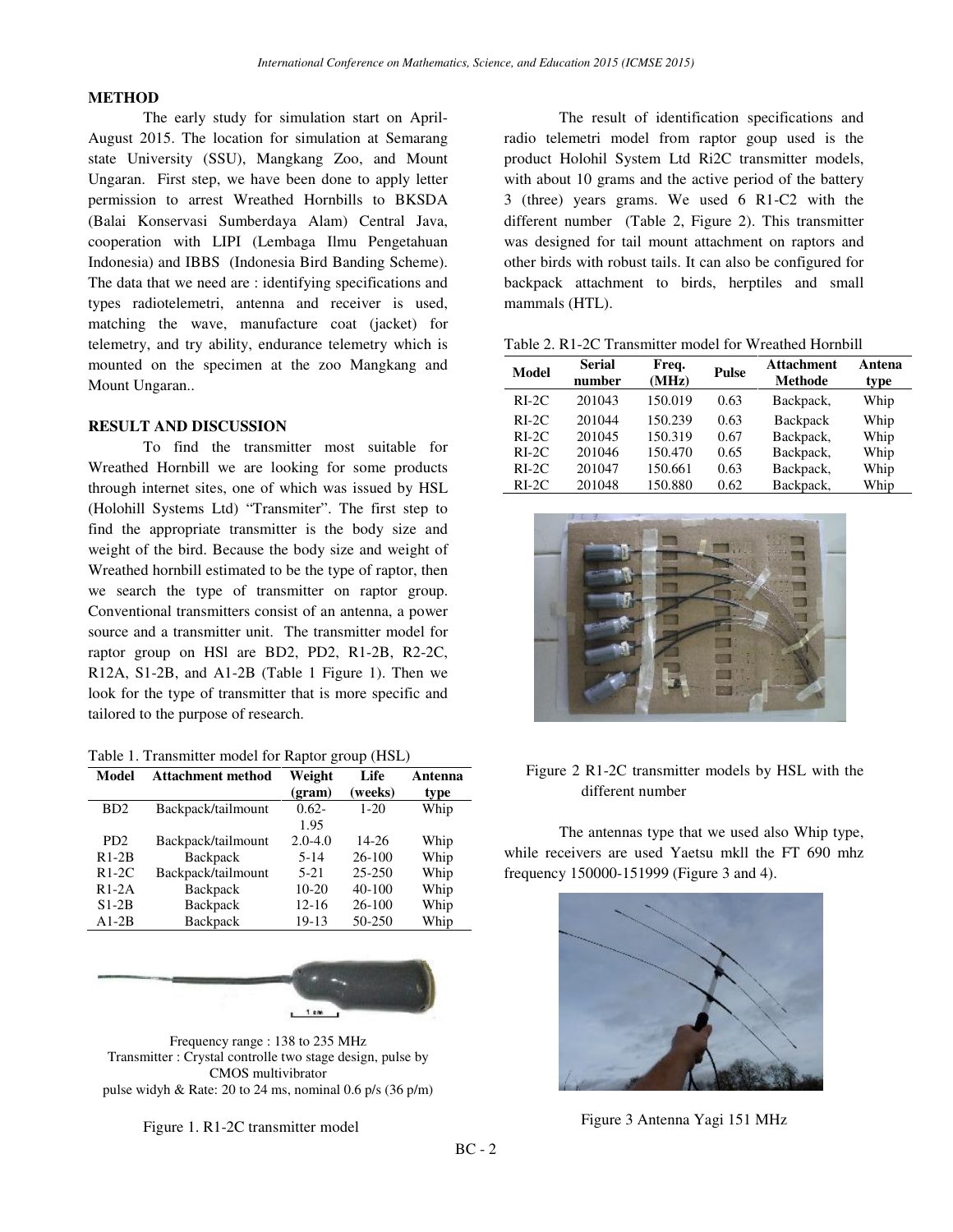## METHOD

The early study for simulation start on April-August 2015. The location for simulation at Semarang state University (SSU), Mangkang Zoo, and Mount Ungaran. First step, we have been done to apply letter permission to arrest Wreathed Hornbills to BKSDA (Balai Konservasi Sumberdaya Alam) Central Java, cooperation with LIPI (Lembaga Ilmu Pengetahuan Indonesia) and IBBS (Indonesia Bird Banding Scheme). The data that we need are : identifying specifications and types radiotelemetri, antenna and receiver is used, matching the wave, manufacture coat (jacket) for telemetry, and try ability, endurance telemetry which is mounted on the specimen at the zoo Mangkang and Mount Ungaran..

## RESULT AND DISCUSSION

To find the transmitter most suitable for Wreathed Hornbill we are looking for some products through internet sites, one of which was issued by HSL (Holohill Systems Ltd) "Transmiter". The first step to find the appropriate transmitter is the body size and weight of the bird. Because the body size and weight of Wreathed hornbill estimated to be the type of raptor, then we search the type of transmitter on raptor group. Conventional transmitters consist of an antenna, a power source and a transmitter unit. The transmitter model for raptor group on HSl are BD2, PD2, R1-2B, R2-2C, R12A, S1-2B, and A1-2B (Table 1 Figure 1). Then we look for the type of transmitter that is more specific and tailored to the purpose of research.

Table 1. Transmitter model for Raptor group (HSL)

| Model | Attachment method | Weight (gram) | Life (weeks) | Antenna type |
|---|---|---|---|---|
| BD2 | Backpack/tailmount | 0.62-1.95 | 1-20 | Whip |
| PD2 | Backpack/tailmount | 2.0-4.0 | 14-26 | Whip |
| R1-2B | Backpack | 5-14 | 26-100 | Whip |
| R1-2C | Backpack/tailmount | 5-21 | 25-250 | Whip |
| R1-2A | Backpack | 10-20 | 40-100 | Whip |
| S1-2B | Backpack | 12-16 | 26-100 | Whip |
| A1-2B | Backpack | 19-13 | 50-250 | Whip |

Frequency range : 138 to 235 MHz
Transmitter : Crystal controlle two stage design, pulse by CMOS multivibrator
pulse widyh & Rate: 20 to 24 ms, nominal 0.6 p/s (36 p/m)

Figure 1. R1-2C transmitter model

The result of identification specifications and radio telemetri model from raptor goup used is the product Holohil System Ltd Ri2C transmitter models, with about 10 grams and the active period of the battery 3 (three) years grams. We used 6 R1-C2 with the different number (Table 2, Figure 2). This transmitter was designed for tail mount attachment on raptors and other birds with robust tails. It can also be configured for backpack attachment to birds, herptiles and small mammals (HTL).

Table 2. R1-2C Transmitter model for Wreathed Hornbill

| Model | Serial number | Freq. (MHz) | Pulse | Attachment Methode | Antena type |
|---|---|---|---|---|---|
| RI-2C | 201043 | 150.019 | 0.63 | Backpack, | Whip |
| RI-2C | 201044 | 150.239 | 0.63 | Backpack | Whip |
| RI-2C | 201045 | 150.319 | 0.67 | Backpack, | Whip |
| RI-2C | 201046 | 150.470 | 0.65 | Backpack, | Whip |
| RI-2C | 201047 | 150.661 | 0.63 | Backpack, | Whip |
| RI-2C | 201048 | 150.880 | 0.62 | Backpack, | Whip |

Figure 2 R1-2C transmitter models by HSL with the different number

The antennas type that we used also Whip type, while receivers are used Yaetsu mkll the FT 690 mhz frequency 150000-151999 (Figure 3 and 4).

Figure 3 Antenna Yagi 151 MHz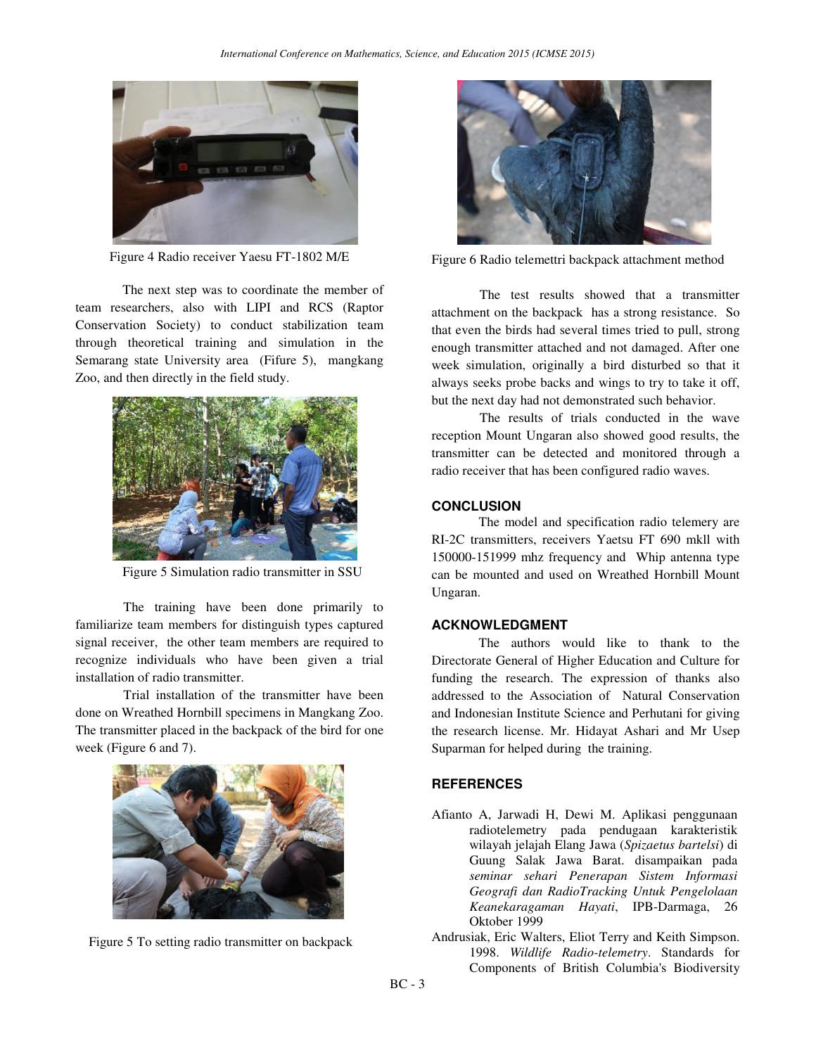Figure 4 Radio receiver Yaesu FT-1802 M/E

The next step was to coordinate the member of team researchers, also with LIPI and RCS (Raptor Conservation Society) to conduct stabilization team through theoretical training and simulation in the Semarang state University area (Fifure 5), mangkang Zoo, and then directly in the field study.

Figure 5 Simulation radio transmitter in SSU

The training have been done primarily to familiarize team members for distinguish types captured signal receiver, the other team members are required to recognize individuals who have been given a trial installation of radio transmitter.

Trial installation of the transmitter have been done on Wreathed Hornbill specimens in Mangkang Zoo. The transmitter placed in the backpack of the bird for one week (Figure 6 and 7).

Figure 5 To setting radio transmitter on backpack

Figure 6 Radio telemettri backpack attachment method

The test results showed that a transmitter attachment on the backpack has a strong resistance. So that even the birds had several times tried to pull, strong enough transmitter attached and not damaged. After one week simulation, originally a bird disturbed so that it always seeks probe backs and wings to try to take it off, but the next day had not demonstrated such behavior.

The results of trials conducted in the wave reception Mount Ungaran also showed good results, the transmitter can be detected and monitored through a radio receiver that has been configured radio waves.

## CONCLUSION

The model and specification radio telemery are RI-2C transmitters, receivers Yaetsu FT 690 mkll with 150000-151999 mhz frequency and Whip antenna type can be mounted and used on Wreathed Hornbill Mount Ungaran.

## ACKNOWLEDGMENT

The authors would like to thank to the Directorate General of Higher Education and Culture for funding the research. The expression of thanks also addressed to the Association of Natural Conservation and Indonesian Institute Science and Perhutani for giving the research license. Mr. Hidayat Ashari and Mr Usep Suparman for helped during the training.

## REFERENCES

Afianto A, Jarwadi H, Dewi M. Aplikasi penggunaan radiotelemetry pada pendugaan karakteristik wilayah jelajah Elang Jawa (*Spizaetus bartelsi*) di Guung Salak Jawa Barat. disampaikan pada *seminar sehari Penerapan Sistem Informasi Geografi dan RadioTracking Untuk Pengelolaan Keanekaragaman Hayati*, IPB-Darmaga, 26 Oktober 1999

Andrusiak, Eric Walters, Eliot Terry and Keith Simpson. 1998. *Wildlife Radio-telemetry*. Standards for Components of British Columbia's Biodiversity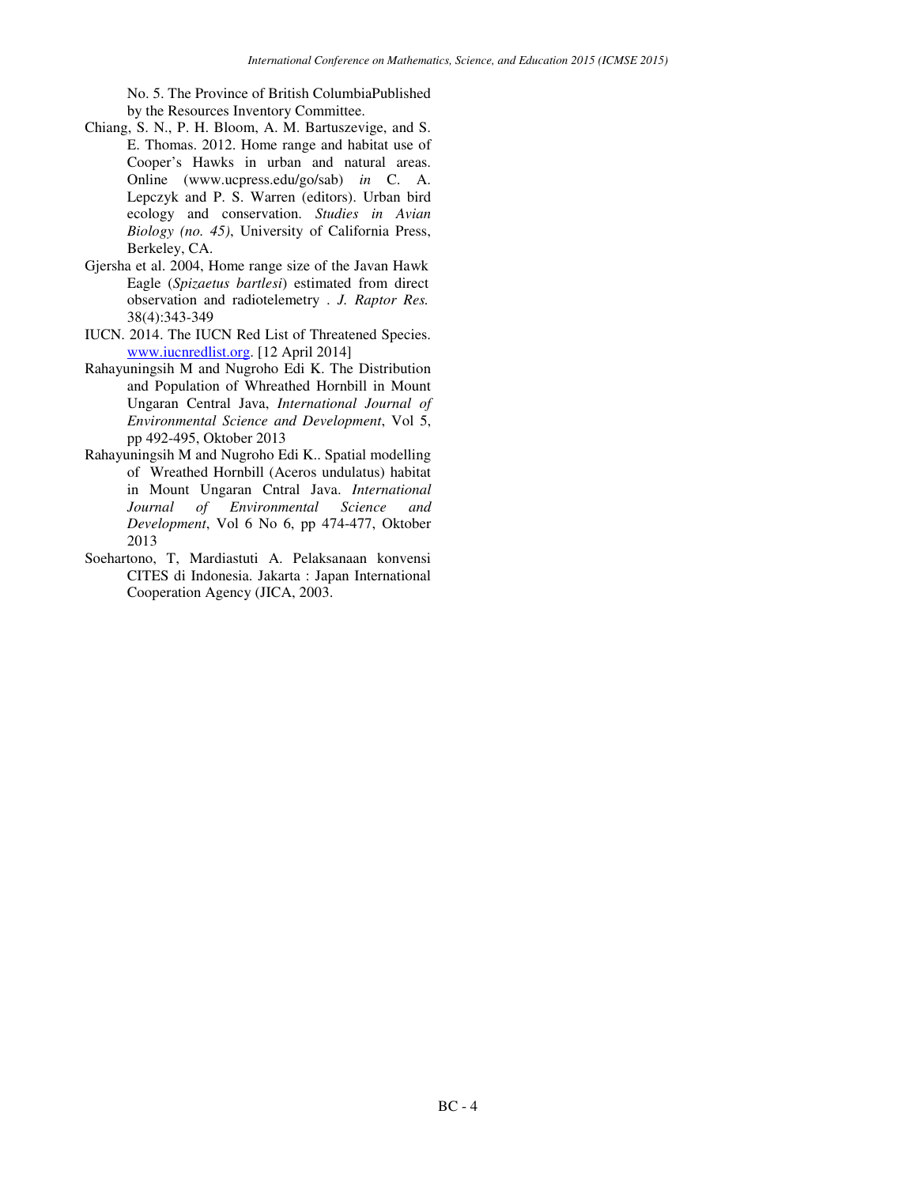No. 5. The Province of British ColumbiaPublished by the Resources Inventory Committee.

Chiang, S. N., P. H. Bloom, A. M. Bartuszevige, and S. E. Thomas. 2012. Home range and habitat use of Cooper's Hawks in urban and natural areas. Online (www.ucpress.edu/go/sab) *in* C. A. Lepczyk and P. S. Warren (editors). Urban bird ecology and conservation. *Studies in Avian Biology (no. 45)*, University of California Press, Berkeley, CA.

Gjersha et al. 2004, Home range size of the Javan Hawk Eagle (*Spizaetus bartlesi*) estimated from direct observation and radiotelemetry . *J. Raptor Res.* 38(4):343-349

IUCN. 2014. The IUCN Red List of Threatened Species. www.iucnredlist.org. [12 April 2014]

Rahayuningsih M and Nugroho Edi K. The Distribution and Population of Whreathed Hornbill in Mount Ungaran Central Java, *International Journal of Environmental Science and Development*, Vol 5, pp 492-495, Oktober 2013

Rahayuningsih M and Nugroho Edi K.. Spatial modelling of Wreathed Hornbill (Aceros undulatus) habitat in Mount Ungaran Cntral Java. *International Journal of Environmental Science and Development*, Vol 6 No 6, pp 474-477, Oktober 2013

Soehartono, T, Mardiastuti A. Pelaksanaan konvensi CITES di Indonesia. Jakarta : Japan International Cooperation Agency (JICA, 2003.